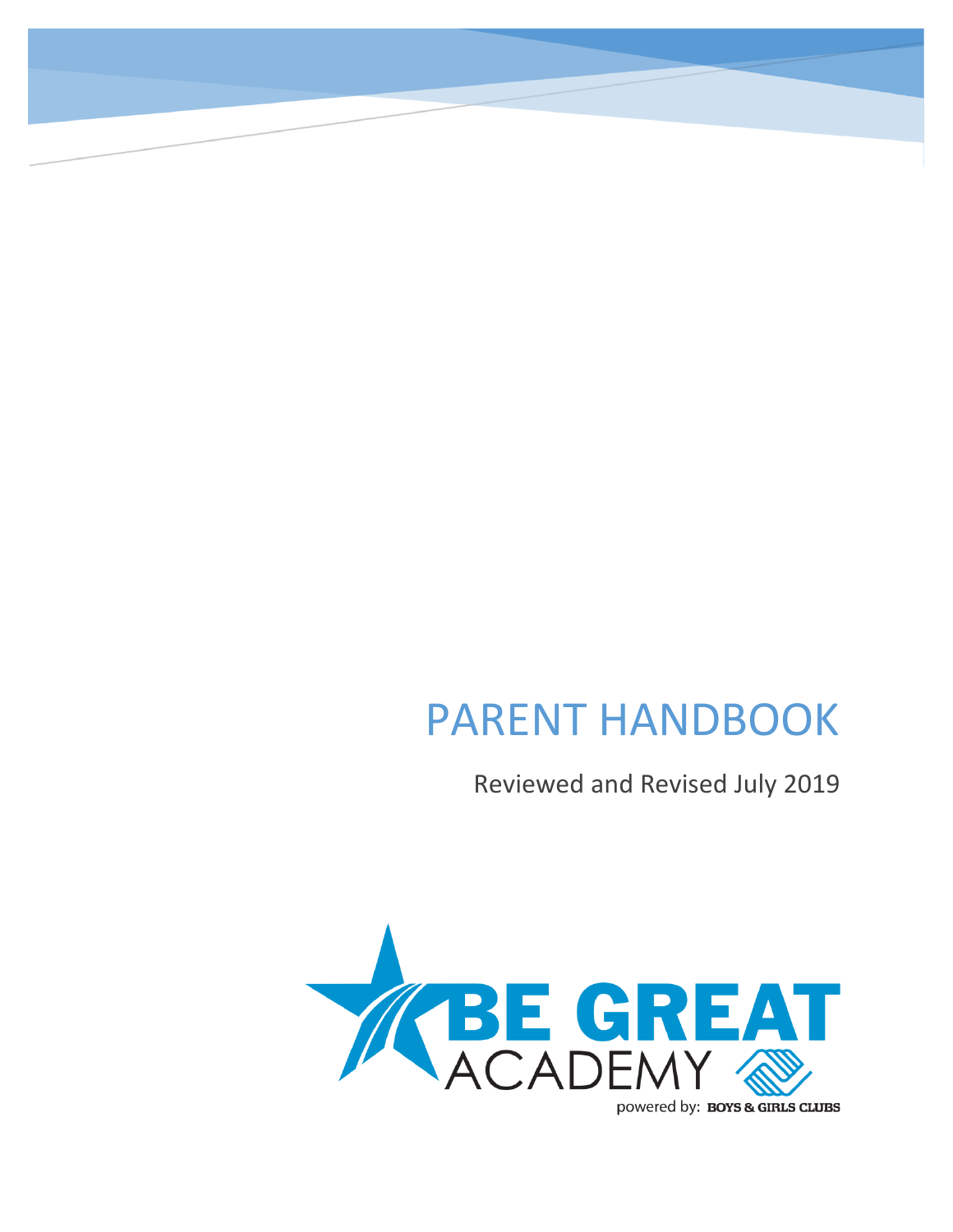# PARENT HANDBOOK

Reviewed and Revised July 2019

BE GREAT ACADEMY

powered by: BOYS & GIRLS CLUBS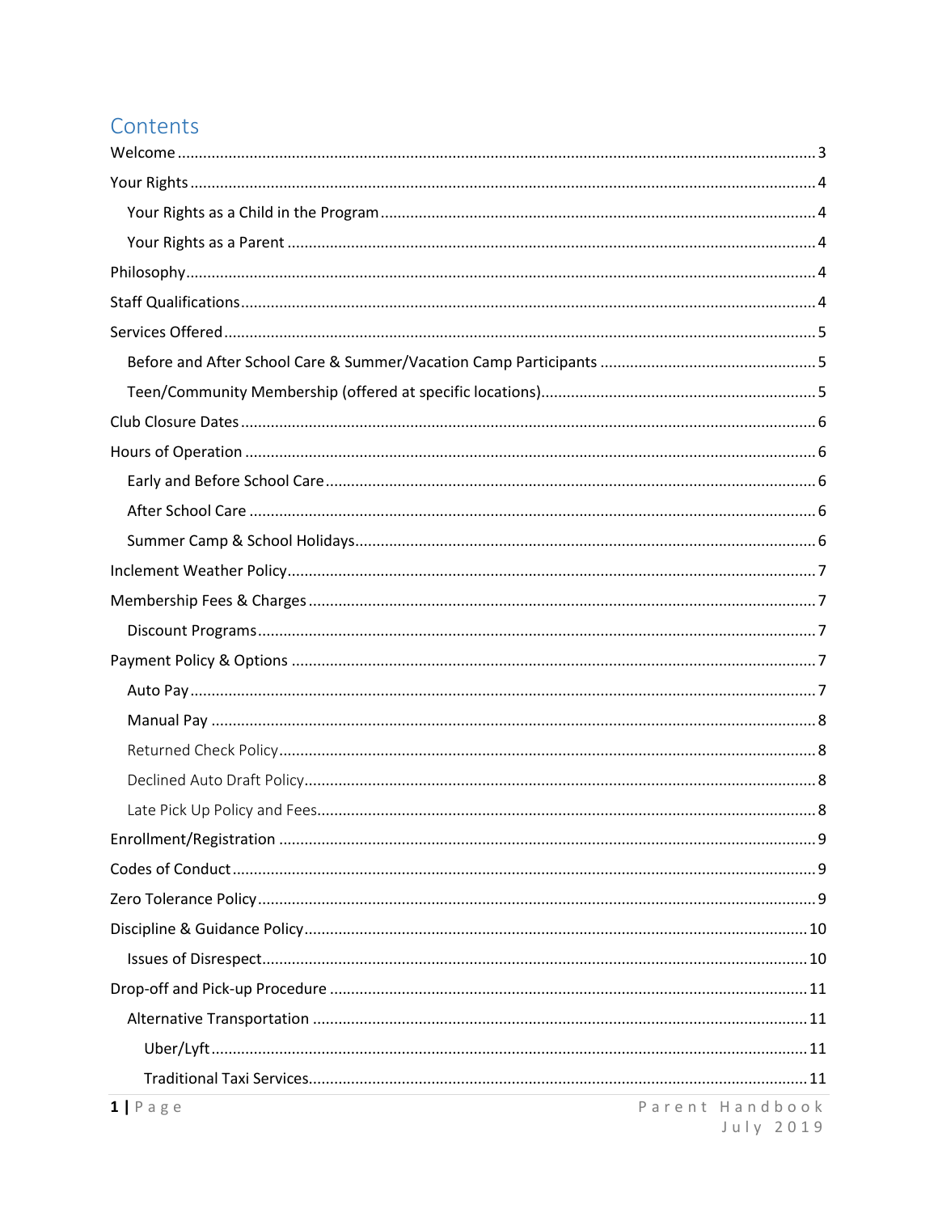# Contents

Welcome ..... 3

Your Rights ..... 4

- Your Rights as a Child in the Program ..... 4
- Your Rights as a Parent ..... 4

Philosophy ..... 4

Staff Qualifications ..... 4

Services Offered ..... 5

- Before and After School Care & Summer/Vacation Camp Participants ..... 5
- Teen/Community Membership (offered at specific locations) ..... 5

Club Closure Dates ..... 6

Hours of Operation ..... 6

- Early and Before School Care ..... 6
- After School Care ..... 6
- Summer Camp & School Holidays ..... 6

Inclement Weather Policy ..... 7

Membership Fees & Charges ..... 7

- Discount Programs ..... 7

Payment Policy & Options ..... 7

- Auto Pay ..... 7
- Manual Pay ..... 8
- Returned Check Policy ..... 8
- Declined Auto Draft Policy ..... 8
- Late Pick Up Policy and Fees ..... 8

Enrollment/Registration ..... 9

Codes of Conduct ..... 9

Zero Tolerance Policy ..... 9

Discipline & Guidance Policy ..... 10

- Issues of Disrespect ..... 10

Drop-off and Pick-up Procedure ..... 11

- Alternative Transportation ..... 11
  - Uber/Lyft ..... 11
  - Traditional Taxi Services ..... 11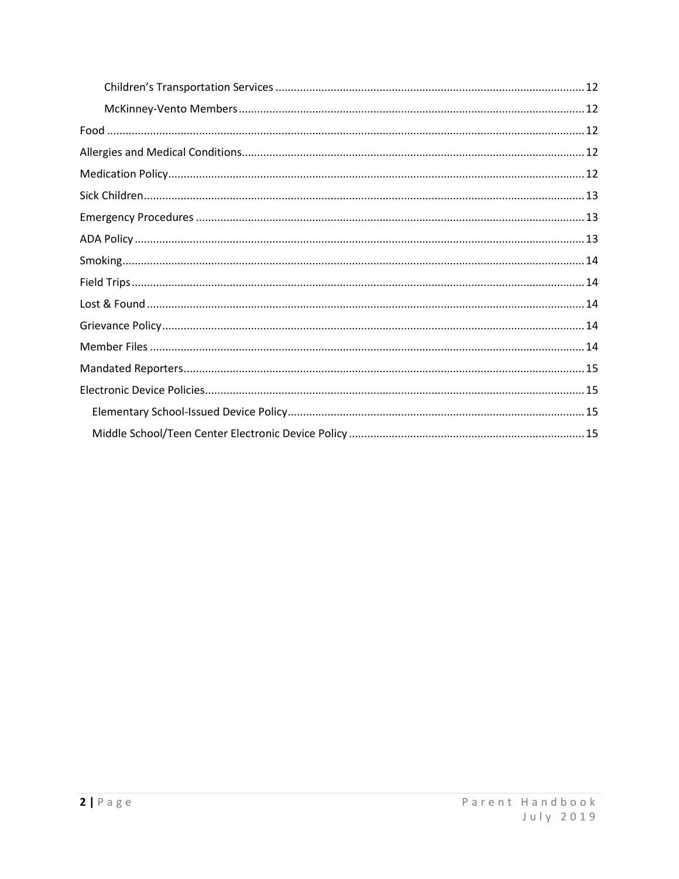- Children's Transportation Services ........ 12
- McKinney-Vento Members ........ 12

Food ........ 12

Allergies and Medical Conditions ........ 12

Medication Policy ........ 12

Sick Children ........ 13

Emergency Procedures ........ 13

ADA Policy ........ 13

Smoking ........ 14

Field Trips ........ 14

Lost & Found ........ 14

Grievance Policy ........ 14

Member Files ........ 14

Mandated Reporters ........ 15

Electronic Device Policies ........ 15

- Elementary School-Issued Device Policy ........ 15
- Middle School/Teen Center Electronic Device Policy ........ 15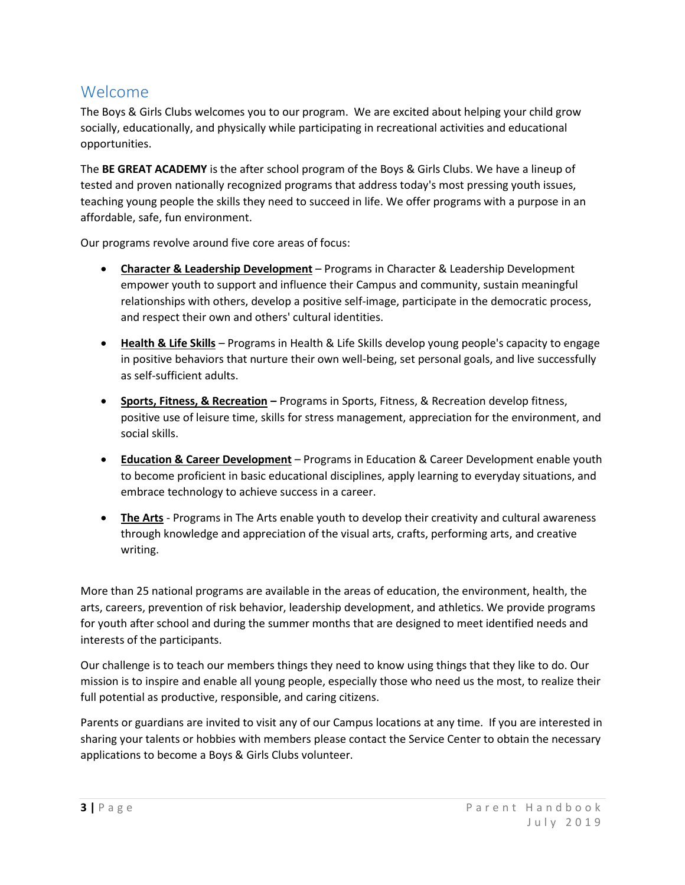## Welcome

The Boys & Girls Clubs welcomes you to our program. We are excited about helping your child grow socially, educationally, and physically while participating in recreational activities and educational opportunities.

The **BE GREAT ACADEMY** is the after school program of the Boys & Girls Clubs. We have a lineup of tested and proven nationally recognized programs that address today's most pressing youth issues, teaching young people the skills they need to succeed in life. We offer programs with a purpose in an affordable, safe, fun environment.

Our programs revolve around five core areas of focus:

- **Character & Leadership Development** – Programs in Character & Leadership Development empower youth to support and influence their Campus and community, sustain meaningful relationships with others, develop a positive self-image, participate in the democratic process, and respect their own and others' cultural identities.
- **Health & Life Skills** – Programs in Health & Life Skills develop young people's capacity to engage in positive behaviors that nurture their own well-being, set personal goals, and live successfully as self-sufficient adults.
- **Sports, Fitness, & Recreation –** Programs in Sports, Fitness, & Recreation develop fitness, positive use of leisure time, skills for stress management, appreciation for the environment, and social skills.
- **Education & Career Development** – Programs in Education & Career Development enable youth to become proficient in basic educational disciplines, apply learning to everyday situations, and embrace technology to achieve success in a career.
- **The Arts** - Programs in The Arts enable youth to develop their creativity and cultural awareness through knowledge and appreciation of the visual arts, crafts, performing arts, and creative writing.

More than 25 national programs are available in the areas of education, the environment, health, the arts, careers, prevention of risk behavior, leadership development, and athletics. We provide programs for youth after school and during the summer months that are designed to meet identified needs and interests of the participants.

Our challenge is to teach our members things they need to know using things that they like to do. Our mission is to inspire and enable all young people, especially those who need us the most, to realize their full potential as productive, responsible, and caring citizens.

Parents or guardians are invited to visit any of our Campus locations at any time. If you are interested in sharing your talents or hobbies with members please contact the Service Center to obtain the necessary applications to become a Boys & Girls Clubs volunteer.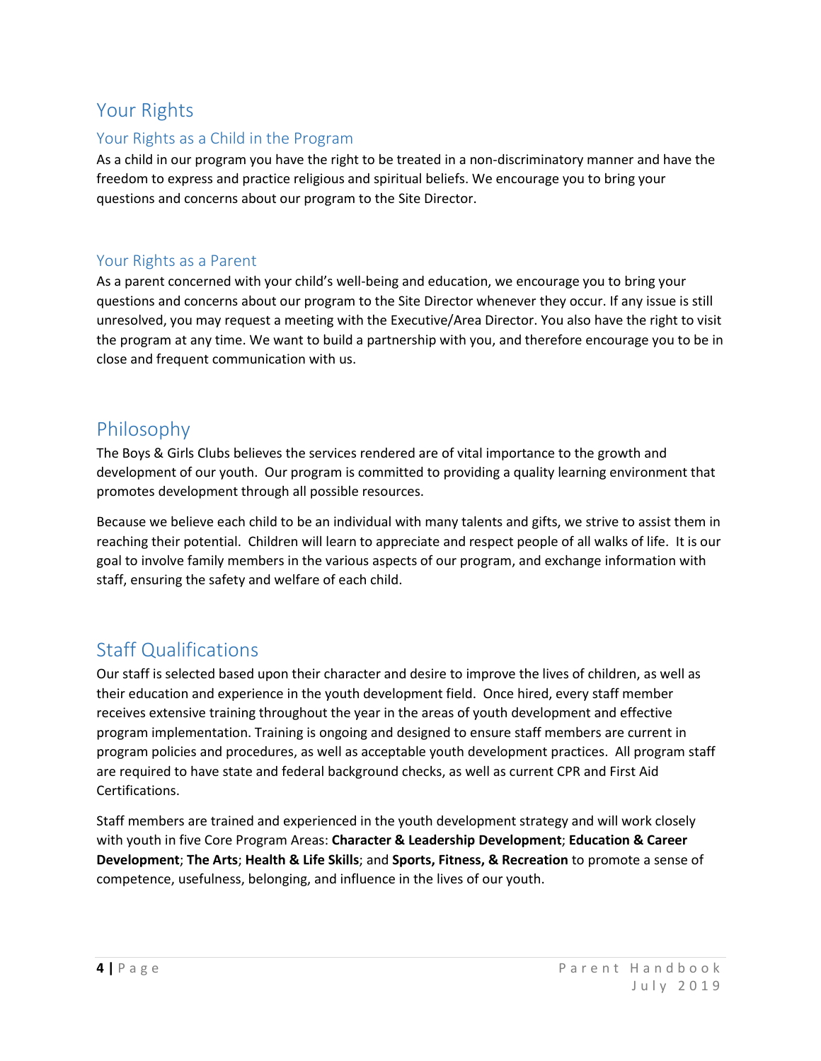# Your Rights

## Your Rights as a Child in the Program

As a child in our program you have the right to be treated in a non-discriminatory manner and have the freedom to express and practice religious and spiritual beliefs. We encourage you to bring your questions and concerns about our program to the Site Director.

## Your Rights as a Parent

As a parent concerned with your child's well-being and education, we encourage you to bring your questions and concerns about our program to the Site Director whenever they occur. If any issue is still unresolved, you may request a meeting with the Executive/Area Director. You also have the right to visit the program at any time. We want to build a partnership with you, and therefore encourage you to be in close and frequent communication with us.

# Philosophy

The Boys & Girls Clubs believes the services rendered are of vital importance to the growth and development of our youth. Our program is committed to providing a quality learning environment that promotes development through all possible resources.

Because we believe each child to be an individual with many talents and gifts, we strive to assist them in reaching their potential. Children will learn to appreciate and respect people of all walks of life. It is our goal to involve family members in the various aspects of our program, and exchange information with staff, ensuring the safety and welfare of each child.

# Staff Qualifications

Our staff is selected based upon their character and desire to improve the lives of children, as well as their education and experience in the youth development field. Once hired, every staff member receives extensive training throughout the year in the areas of youth development and effective program implementation. Training is ongoing and designed to ensure staff members are current in program policies and procedures, as well as acceptable youth development practices. All program staff are required to have state and federal background checks, as well as current CPR and First Aid Certifications.

Staff members are trained and experienced in the youth development strategy and will work closely with youth in five Core Program Areas: **Character & Leadership Development**; **Education & Career Development**; **The Arts**; **Health & Life Skills**; and **Sports, Fitness, & Recreation** to promote a sense of competence, usefulness, belonging, and influence in the lives of our youth.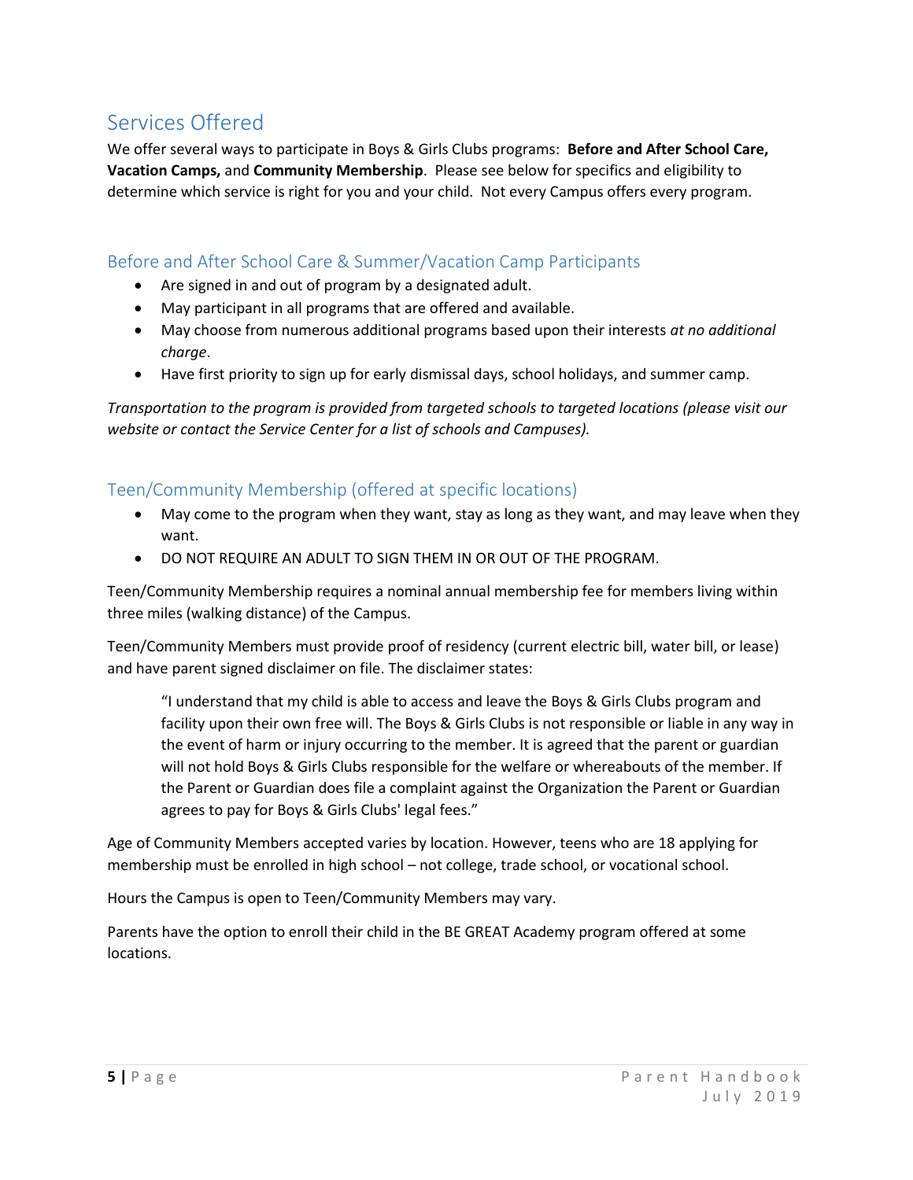# Services Offered

We offer several ways to participate in Boys & Girls Clubs programs: **Before and After School Care, Vacation Camps,** and **Community Membership**. Please see below for specifics and eligibility to determine which service is right for you and your child. Not every Campus offers every program.

## Before and After School Care & Summer/Vacation Camp Participants

- Are signed in and out of program by a designated adult.
- May participant in all programs that are offered and available.
- May choose from numerous additional programs based upon their interests *at no additional charge*.
- Have first priority to sign up for early dismissal days, school holidays, and summer camp.

*Transportation to the program is provided from targeted schools to targeted locations (please visit our website or contact the Service Center for a list of schools and Campuses).*

## Teen/Community Membership (offered at specific locations)

- May come to the program when they want, stay as long as they want, and may leave when they want.
- DO NOT REQUIRE AN ADULT TO SIGN THEM IN OR OUT OF THE PROGRAM.

Teen/Community Membership requires a nominal annual membership fee for members living within three miles (walking distance) of the Campus.

Teen/Community Members must provide proof of residency (current electric bill, water bill, or lease) and have parent signed disclaimer on file. The disclaimer states:

> "I understand that my child is able to access and leave the Boys & Girls Clubs program and facility upon their own free will. The Boys & Girls Clubs is not responsible or liable in any way in the event of harm or injury occurring to the member. It is agreed that the parent or guardian will not hold Boys & Girls Clubs responsible for the welfare or whereabouts of the member. If the Parent or Guardian does file a complaint against the Organization the Parent or Guardian agrees to pay for Boys & Girls Clubs' legal fees."

Age of Community Members accepted varies by location. However, teens who are 18 applying for membership must be enrolled in high school – not college, trade school, or vocational school.

Hours the Campus is open to Teen/Community Members may vary.

Parents have the option to enroll their child in the BE GREAT Academy program offered at some locations.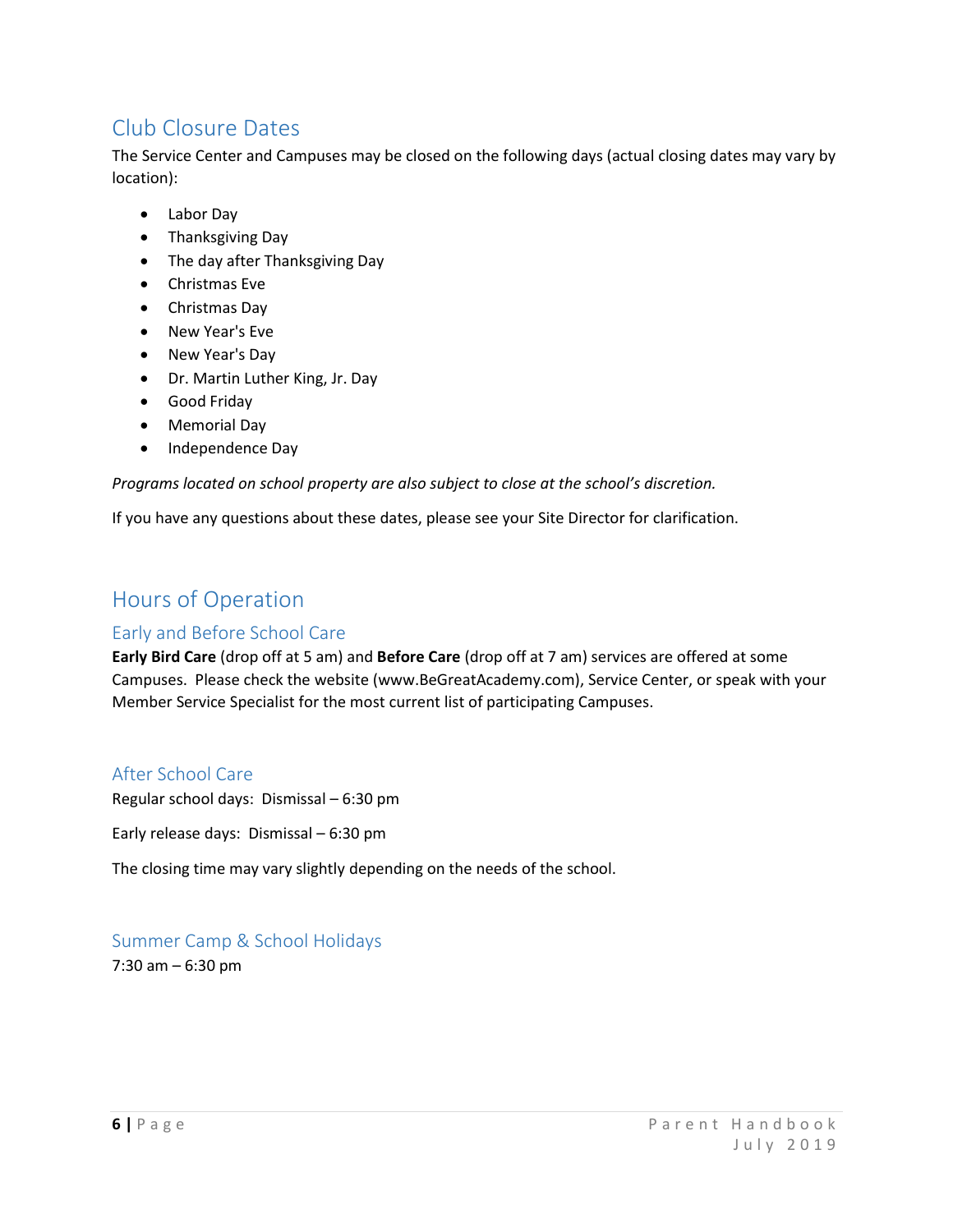## Club Closure Dates

The Service Center and Campuses may be closed on the following days (actual closing dates may vary by location):

- Labor Day
- Thanksgiving Day
- The day after Thanksgiving Day
- Christmas Eve
- Christmas Day
- New Year's Eve
- New Year's Day
- Dr. Martin Luther King, Jr. Day
- Good Friday
- Memorial Day
- Independence Day

*Programs located on school property are also subject to close at the school's discretion.*

If you have any questions about these dates, please see your Site Director for clarification.

## Hours of Operation

### Early and Before School Care

**Early Bird Care** (drop off at 5 am) and **Before Care** (drop off at 7 am) services are offered at some Campuses. Please check the website (www.BeGreatAcademy.com), Service Center, or speak with your Member Service Specialist for the most current list of participating Campuses.

### After School Care

Regular school days: Dismissal – 6:30 pm

Early release days: Dismissal – 6:30 pm

The closing time may vary slightly depending on the needs of the school.

### Summer Camp & School Holidays

7:30 am – 6:30 pm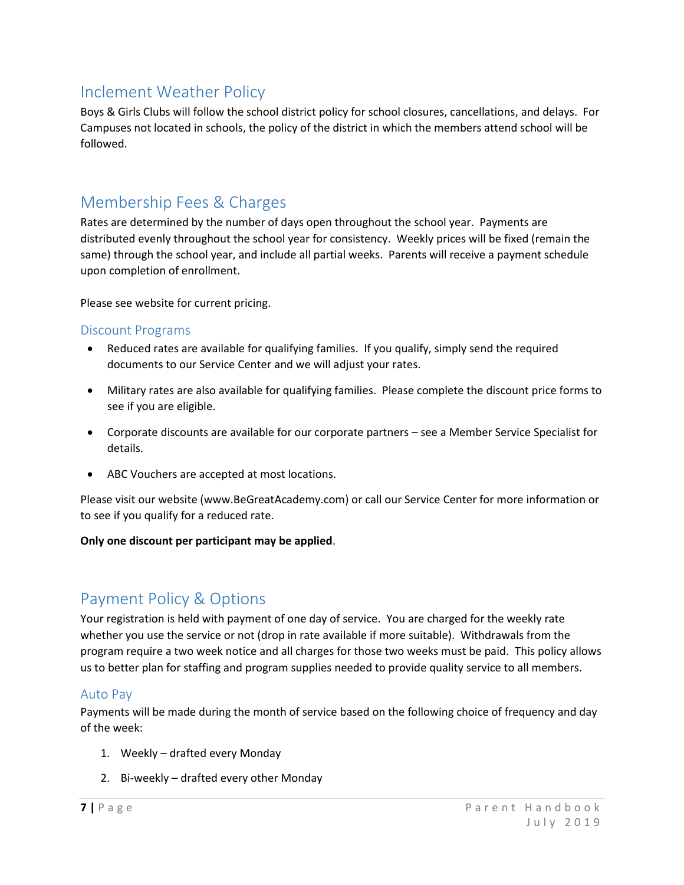## Inclement Weather Policy

Boys & Girls Clubs will follow the school district policy for school closures, cancellations, and delays. For Campuses not located in schools, the policy of the district in which the members attend school will be followed.

## Membership Fees & Charges

Rates are determined by the number of days open throughout the school year. Payments are distributed evenly throughout the school year for consistency. Weekly prices will be fixed (remain the same) through the school year, and include all partial weeks. Parents will receive a payment schedule upon completion of enrollment.

Please see website for current pricing.

### Discount Programs

- Reduced rates are available for qualifying families. If you qualify, simply send the required documents to our Service Center and we will adjust your rates.
- Military rates are also available for qualifying families. Please complete the discount price forms to see if you are eligible.
- Corporate discounts are available for our corporate partners – see a Member Service Specialist for details.
- ABC Vouchers are accepted at most locations.

Please visit our website (www.BeGreatAcademy.com) or call our Service Center for more information or to see if you qualify for a reduced rate.

**Only one discount per participant may be applied**.

## Payment Policy & Options

Your registration is held with payment of one day of service. You are charged for the weekly rate whether you use the service or not (drop in rate available if more suitable). Withdrawals from the program require a two week notice and all charges for those two weeks must be paid. This policy allows us to better plan for staffing and program supplies needed to provide quality service to all members.

### Auto Pay

Payments will be made during the month of service based on the following choice of frequency and day of the week:

1. Weekly – drafted every Monday
2. Bi-weekly – drafted every other Monday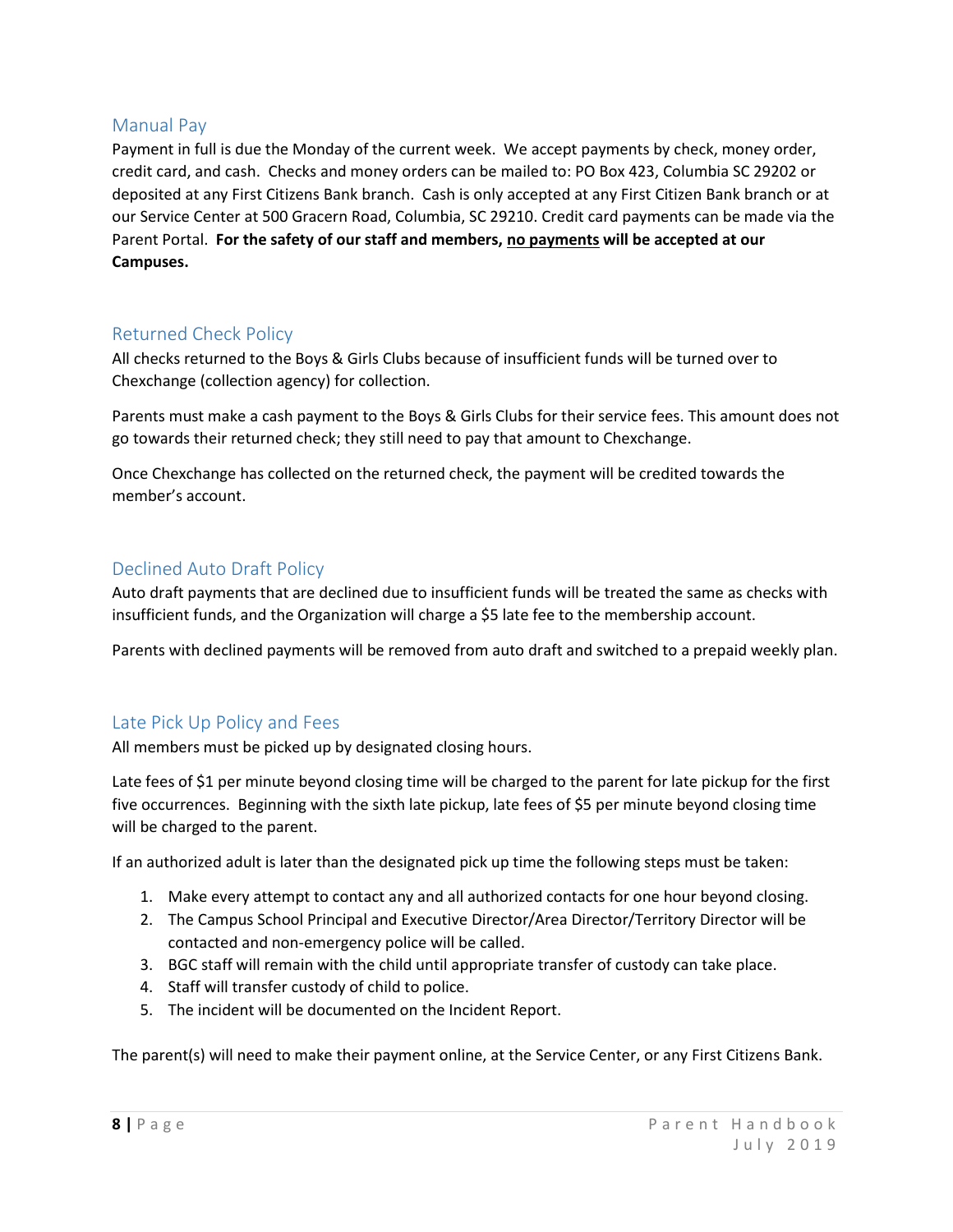## Manual Pay

Payment in full is due the Monday of the current week. We accept payments by check, money order, credit card, and cash. Checks and money orders can be mailed to: PO Box 423, Columbia SC 29202 or deposited at any First Citizens Bank branch. Cash is only accepted at any First Citizen Bank branch or at our Service Center at 500 Gracern Road, Columbia, SC 29210. Credit card payments can be made via the Parent Portal. **For the safety of our staff and members, <u>no payments</u> will be accepted at our Campuses.**

## Returned Check Policy

All checks returned to the Boys & Girls Clubs because of insufficient funds will be turned over to Chexchange (collection agency) for collection.

Parents must make a cash payment to the Boys & Girls Clubs for their service fees. This amount does not go towards their returned check; they still need to pay that amount to Chexchange.

Once Chexchange has collected on the returned check, the payment will be credited towards the member's account.

## Declined Auto Draft Policy

Auto draft payments that are declined due to insufficient funds will be treated the same as checks with insufficient funds, and the Organization will charge a $5 late fee to the membership account.

Parents with declined payments will be removed from auto draft and switched to a prepaid weekly plan.

## Late Pick Up Policy and Fees

All members must be picked up by designated closing hours.

Late fees of $1 per minute beyond closing time will be charged to the parent for late pickup for the first five occurrences. Beginning with the sixth late pickup, late fees of $5 per minute beyond closing time will be charged to the parent.

If an authorized adult is later than the designated pick up time the following steps must be taken:

1. Make every attempt to contact any and all authorized contacts for one hour beyond closing.
2. The Campus School Principal and Executive Director/Area Director/Territory Director will be contacted and non-emergency police will be called.
3. BGC staff will remain with the child until appropriate transfer of custody can take place.
4. Staff will transfer custody of child to police.
5. The incident will be documented on the Incident Report.

The parent(s) will need to make their payment online, at the Service Center, or any First Citizens Bank.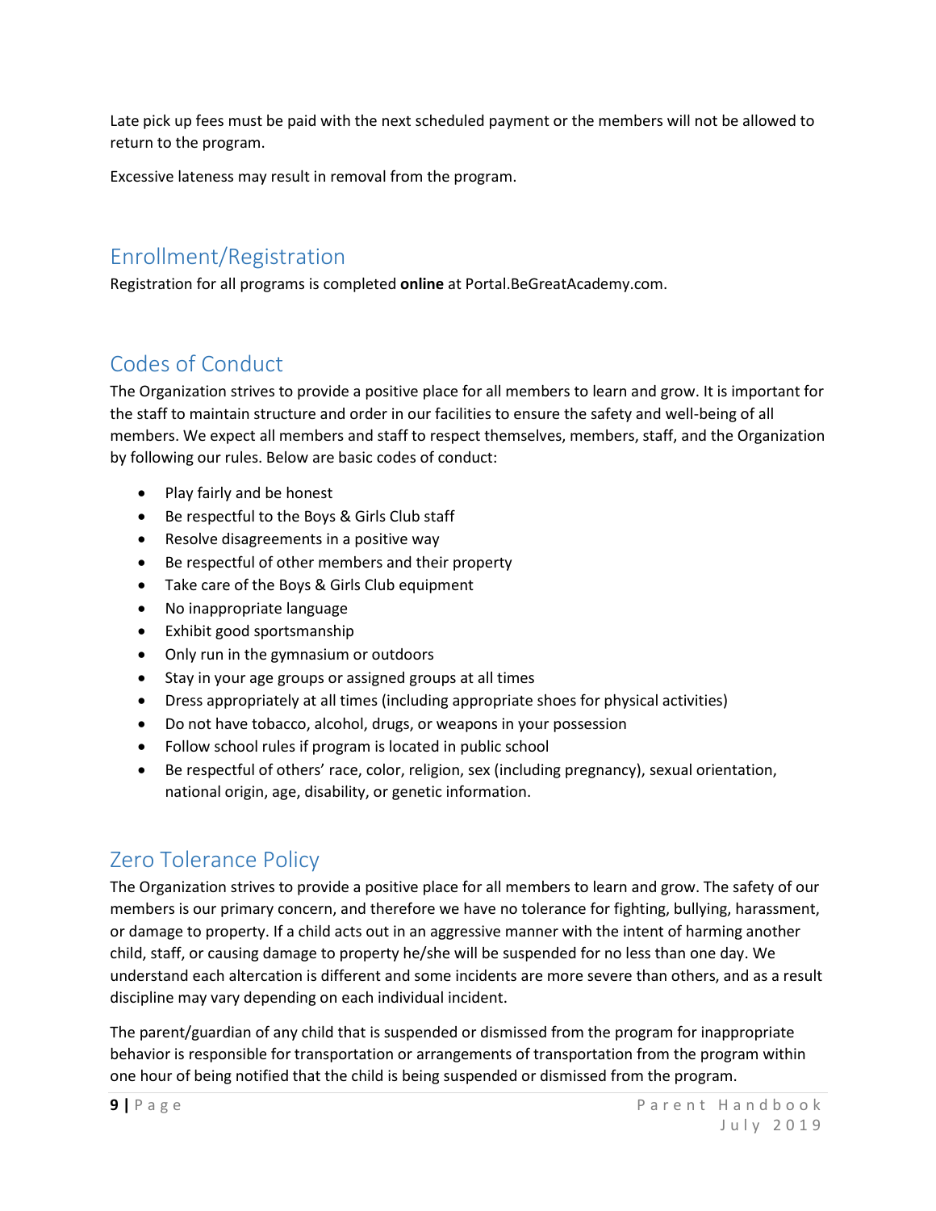Late pick up fees must be paid with the next scheduled payment or the members will not be allowed to return to the program.

Excessive lateness may result in removal from the program.

## Enrollment/Registration

Registration for all programs is completed **online** at Portal.BeGreatAcademy.com.

## Codes of Conduct

The Organization strives to provide a positive place for all members to learn and grow. It is important for the staff to maintain structure and order in our facilities to ensure the safety and well-being of all members. We expect all members and staff to respect themselves, members, staff, and the Organization by following our rules. Below are basic codes of conduct:

- Play fairly and be honest
- Be respectful to the Boys & Girls Club staff
- Resolve disagreements in a positive way
- Be respectful of other members and their property
- Take care of the Boys & Girls Club equipment
- No inappropriate language
- Exhibit good sportsmanship
- Only run in the gymnasium or outdoors
- Stay in your age groups or assigned groups at all times
- Dress appropriately at all times (including appropriate shoes for physical activities)
- Do not have tobacco, alcohol, drugs, or weapons in your possession
- Follow school rules if program is located in public school
- Be respectful of others' race, color, religion, sex (including pregnancy), sexual orientation, national origin, age, disability, or genetic information.

## Zero Tolerance Policy

The Organization strives to provide a positive place for all members to learn and grow. The safety of our members is our primary concern, and therefore we have no tolerance for fighting, bullying, harassment, or damage to property. If a child acts out in an aggressive manner with the intent of harming another child, staff, or causing damage to property he/she will be suspended for no less than one day. We understand each altercation is different and some incidents are more severe than others, and as a result discipline may vary depending on each individual incident.

The parent/guardian of any child that is suspended or dismissed from the program for inappropriate behavior is responsible for transportation or arrangements of transportation from the program within one hour of being notified that the child is being suspended or dismissed from the program.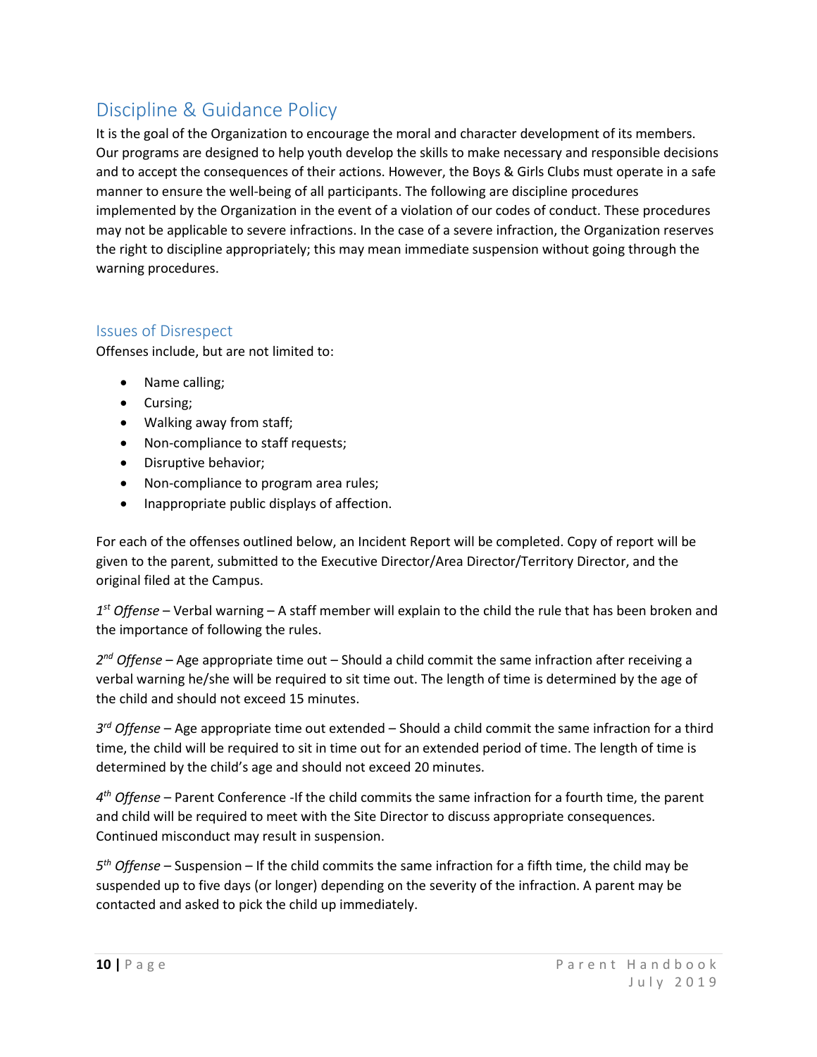## Discipline & Guidance Policy

It is the goal of the Organization to encourage the moral and character development of its members. Our programs are designed to help youth develop the skills to make necessary and responsible decisions and to accept the consequences of their actions. However, the Boys & Girls Clubs must operate in a safe manner to ensure the well-being of all participants. The following are discipline procedures implemented by the Organization in the event of a violation of our codes of conduct. These procedures may not be applicable to severe infractions. In the case of a severe infraction, the Organization reserves the right to discipline appropriately; this may mean immediate suspension without going through the warning procedures.

### Issues of Disrespect

Offenses include, but are not limited to:

- Name calling;
- Cursing;
- Walking away from staff;
- Non-compliance to staff requests;
- Disruptive behavior;
- Non-compliance to program area rules;
- Inappropriate public displays of affection.

For each of the offenses outlined below, an Incident Report will be completed. Copy of report will be given to the parent, submitted to the Executive Director/Area Director/Territory Director, and the original filed at the Campus.

*1st Offense* – Verbal warning – A staff member will explain to the child the rule that has been broken and the importance of following the rules.

*2nd Offense* – Age appropriate time out – Should a child commit the same infraction after receiving a verbal warning he/she will be required to sit time out. The length of time is determined by the age of the child and should not exceed 15 minutes.

*3rd Offense* – Age appropriate time out extended – Should a child commit the same infraction for a third time, the child will be required to sit in time out for an extended period of time. The length of time is determined by the child's age and should not exceed 20 minutes.

*4th Offense* – Parent Conference -If the child commits the same infraction for a fourth time, the parent and child will be required to meet with the Site Director to discuss appropriate consequences. Continued misconduct may result in suspension.

*5th Offense* – Suspension – If the child commits the same infraction for a fifth time, the child may be suspended up to five days (or longer) depending on the severity of the infraction. A parent may be contacted and asked to pick the child up immediately.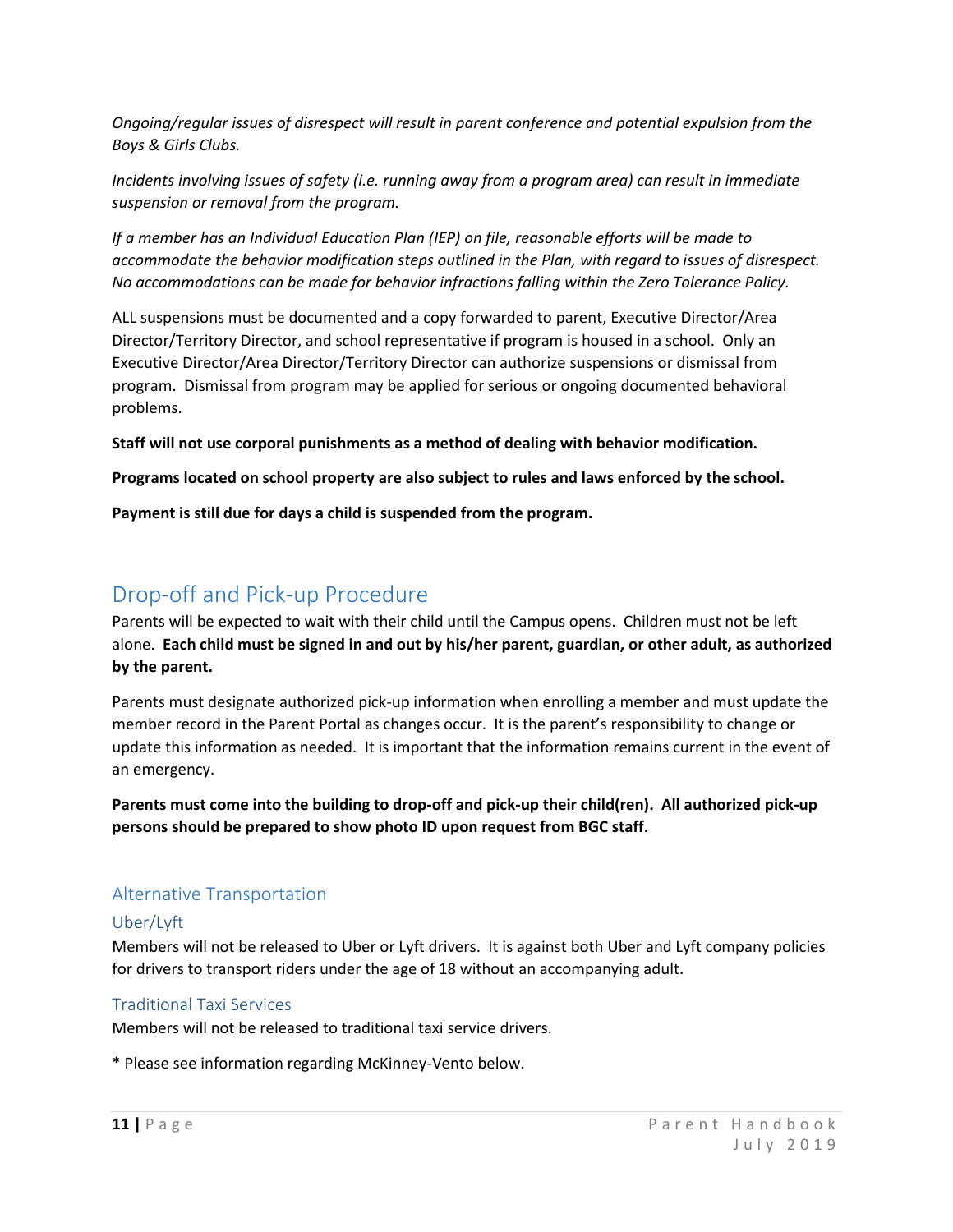*Ongoing/regular issues of disrespect will result in parent conference and potential expulsion from the Boys & Girls Clubs.*

*Incidents involving issues of safety (i.e. running away from a program area) can result in immediate suspension or removal from the program.*

*If a member has an Individual Education Plan (IEP) on file, reasonable efforts will be made to accommodate the behavior modification steps outlined in the Plan, with regard to issues of disrespect. No accommodations can be made for behavior infractions falling within the Zero Tolerance Policy.*

ALL suspensions must be documented and a copy forwarded to parent, Executive Director/Area Director/Territory Director, and school representative if program is housed in a school. Only an Executive Director/Area Director/Territory Director can authorize suspensions or dismissal from program. Dismissal from program may be applied for serious or ongoing documented behavioral problems.

**Staff will not use corporal punishments as a method of dealing with behavior modification.**

**Programs located on school property are also subject to rules and laws enforced by the school.**

**Payment is still due for days a child is suspended from the program.**

## Drop-off and Pick-up Procedure

Parents will be expected to wait with their child until the Campus opens. Children must not be left alone. **Each child must be signed in and out by his/her parent, guardian, or other adult, as authorized by the parent.**

Parents must designate authorized pick-up information when enrolling a member and must update the member record in the Parent Portal as changes occur. It is the parent's responsibility to change or update this information as needed. It is important that the information remains current in the event of an emergency.

**Parents must come into the building to drop-off and pick-up their child(ren). All authorized pick-up persons should be prepared to show photo ID upon request from BGC staff.**

### Alternative Transportation

#### Uber/Lyft

Members will not be released to Uber or Lyft drivers. It is against both Uber and Lyft company policies for drivers to transport riders under the age of 18 without an accompanying adult.

#### Traditional Taxi Services

Members will not be released to traditional taxi service drivers.

* Please see information regarding McKinney-Vento below.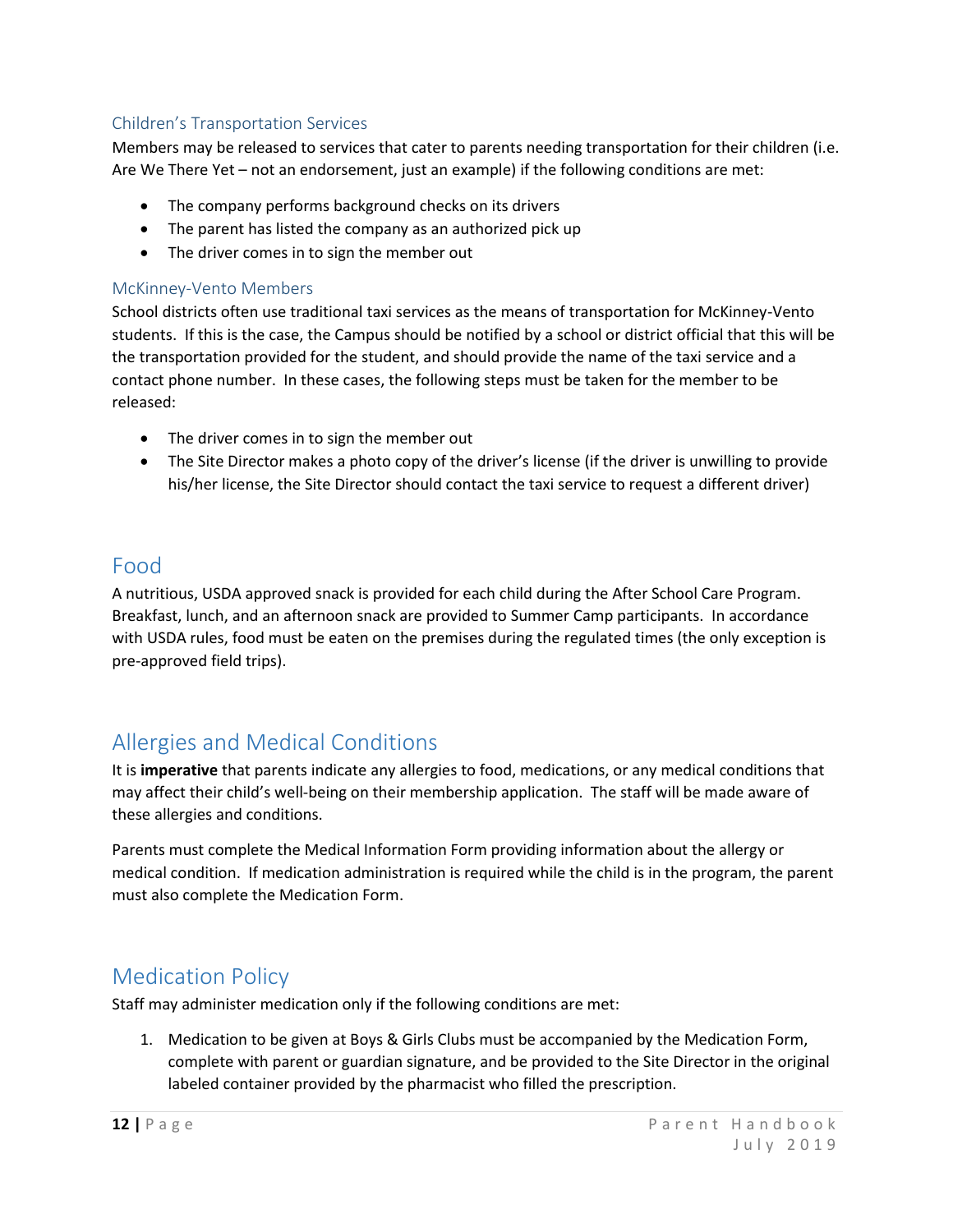### Children's Transportation Services

Members may be released to services that cater to parents needing transportation for their children (i.e. Are We There Yet – not an endorsement, just an example) if the following conditions are met:

- The company performs background checks on its drivers
- The parent has listed the company as an authorized pick up
- The driver comes in to sign the member out

### McKinney-Vento Members

School districts often use traditional taxi services as the means of transportation for McKinney-Vento students. If this is the case, the Campus should be notified by a school or district official that this will be the transportation provided for the student, and should provide the name of the taxi service and a contact phone number. In these cases, the following steps must be taken for the member to be released:

- The driver comes in to sign the member out
- The Site Director makes a photo copy of the driver's license (if the driver is unwilling to provide his/her license, the Site Director should contact the taxi service to request a different driver)

## Food

A nutritious, USDA approved snack is provided for each child during the After School Care Program. Breakfast, lunch, and an afternoon snack are provided to Summer Camp participants. In accordance with USDA rules, food must be eaten on the premises during the regulated times (the only exception is pre-approved field trips).

## Allergies and Medical Conditions

It is **imperative** that parents indicate any allergies to food, medications, or any medical conditions that may affect their child's well-being on their membership application. The staff will be made aware of these allergies and conditions.

Parents must complete the Medical Information Form providing information about the allergy or medical condition. If medication administration is required while the child is in the program, the parent must also complete the Medication Form.

## Medication Policy

Staff may administer medication only if the following conditions are met:

1. Medication to be given at Boys & Girls Clubs must be accompanied by the Medication Form, complete with parent or guardian signature, and be provided to the Site Director in the original labeled container provided by the pharmacist who filled the prescription.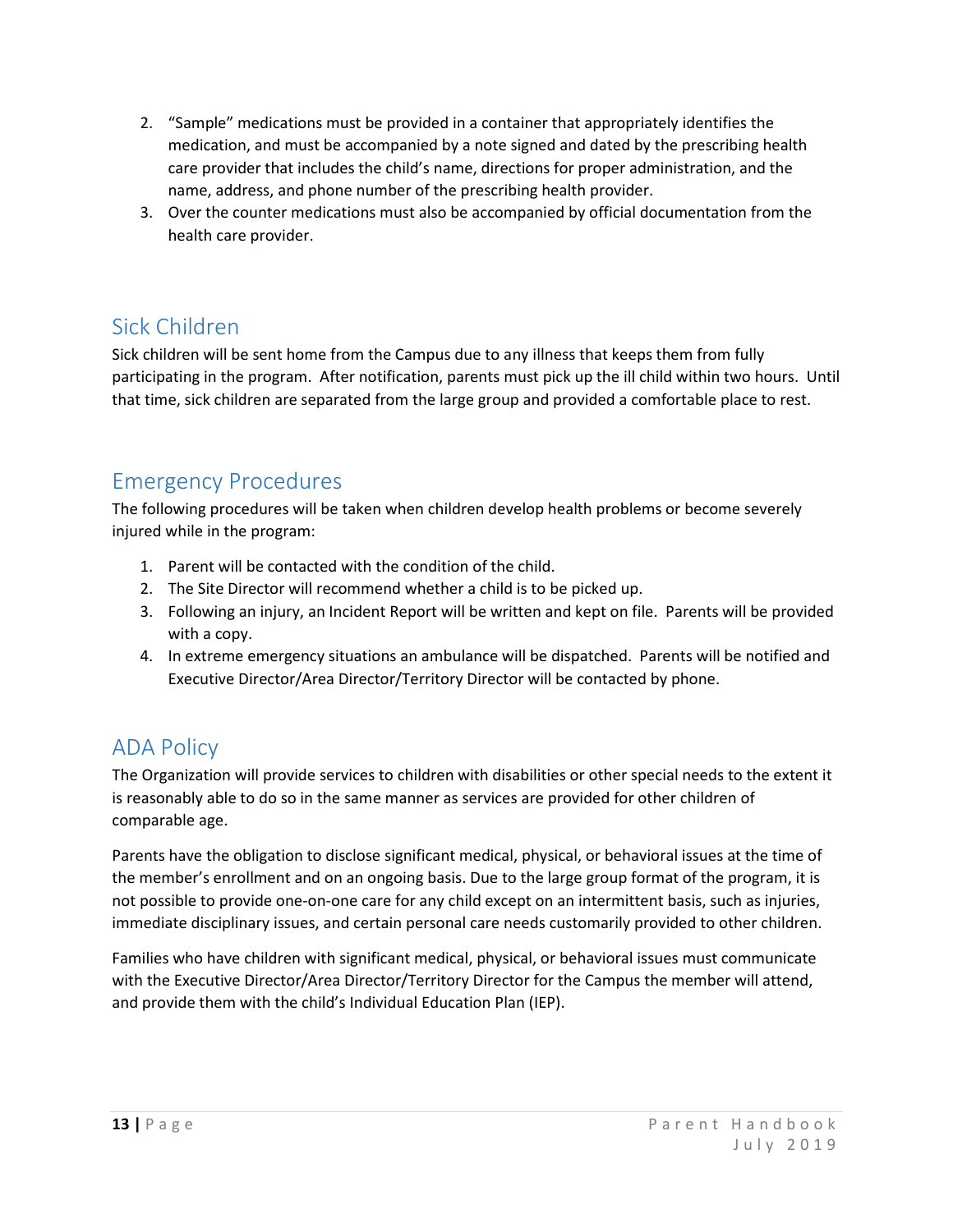2. "Sample" medications must be provided in a container that appropriately identifies the medication, and must be accompanied by a note signed and dated by the prescribing health care provider that includes the child's name, directions for proper administration, and the name, address, and phone number of the prescribing health provider.
3. Over the counter medications must also be accompanied by official documentation from the health care provider.

## Sick Children

Sick children will be sent home from the Campus due to any illness that keeps them from fully participating in the program. After notification, parents must pick up the ill child within two hours. Until that time, sick children are separated from the large group and provided a comfortable place to rest.

## Emergency Procedures

The following procedures will be taken when children develop health problems or become severely injured while in the program:

1. Parent will be contacted with the condition of the child.
2. The Site Director will recommend whether a child is to be picked up.
3. Following an injury, an Incident Report will be written and kept on file. Parents will be provided with a copy.
4. In extreme emergency situations an ambulance will be dispatched. Parents will be notified and Executive Director/Area Director/Territory Director will be contacted by phone.

## ADA Policy

The Organization will provide services to children with disabilities or other special needs to the extent it is reasonably able to do so in the same manner as services are provided for other children of comparable age.

Parents have the obligation to disclose significant medical, physical, or behavioral issues at the time of the member's enrollment and on an ongoing basis. Due to the large group format of the program, it is not possible to provide one-on-one care for any child except on an intermittent basis, such as injuries, immediate disciplinary issues, and certain personal care needs customarily provided to other children.

Families who have children with significant medical, physical, or behavioral issues must communicate with the Executive Director/Area Director/Territory Director for the Campus the member will attend, and provide them with the child's Individual Education Plan (IEP).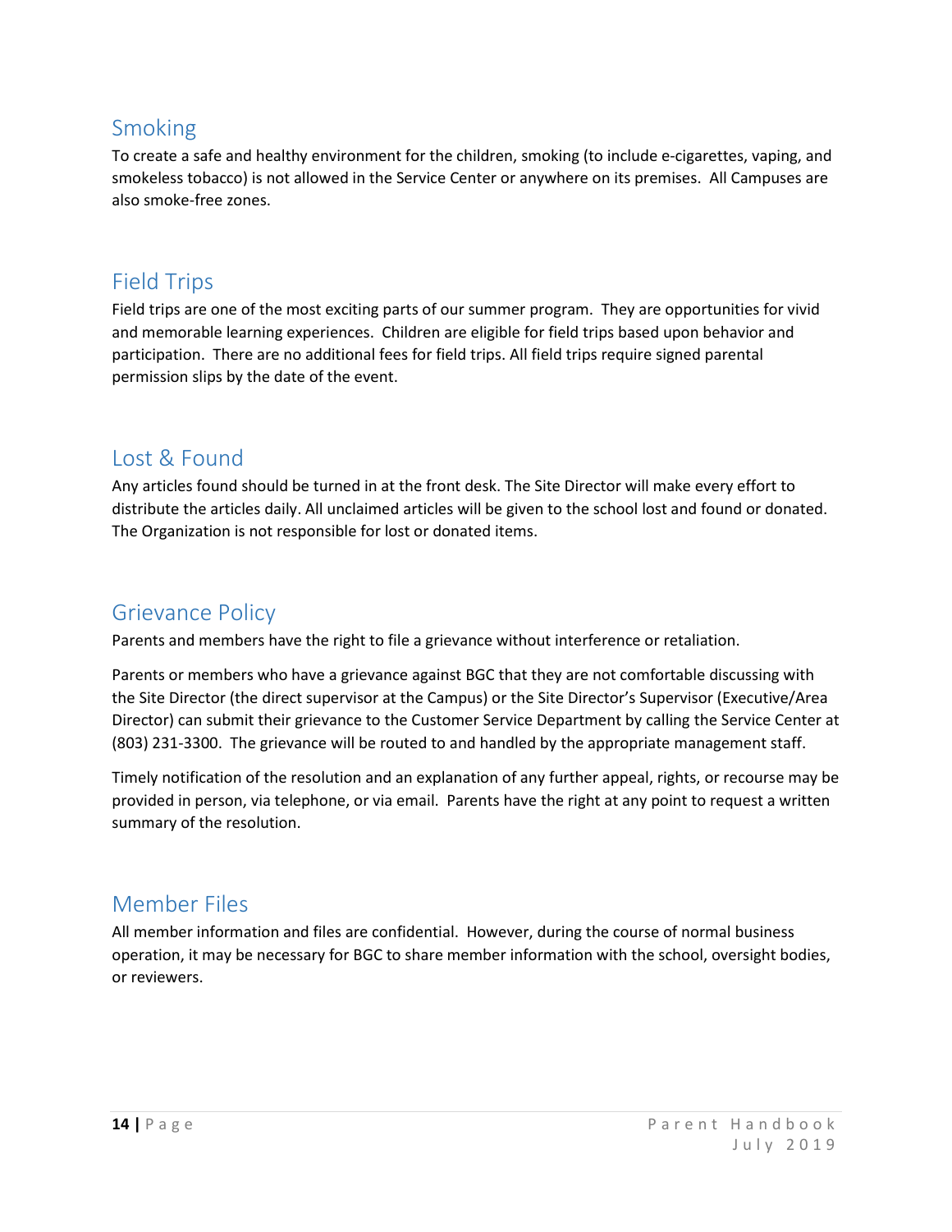## Smoking

To create a safe and healthy environment for the children, smoking (to include e-cigarettes, vaping, and smokeless tobacco) is not allowed in the Service Center or anywhere on its premises. All Campuses are also smoke-free zones.

## Field Trips

Field trips are one of the most exciting parts of our summer program. They are opportunities for vivid and memorable learning experiences. Children are eligible for field trips based upon behavior and participation. There are no additional fees for field trips. All field trips require signed parental permission slips by the date of the event.

## Lost & Found

Any articles found should be turned in at the front desk. The Site Director will make every effort to distribute the articles daily. All unclaimed articles will be given to the school lost and found or donated. The Organization is not responsible for lost or donated items.

## Grievance Policy

Parents and members have the right to file a grievance without interference or retaliation.

Parents or members who have a grievance against BGC that they are not comfortable discussing with the Site Director (the direct supervisor at the Campus) or the Site Director's Supervisor (Executive/Area Director) can submit their grievance to the Customer Service Department by calling the Service Center at (803) 231-3300. The grievance will be routed to and handled by the appropriate management staff.

Timely notification of the resolution and an explanation of any further appeal, rights, or recourse may be provided in person, via telephone, or via email. Parents have the right at any point to request a written summary of the resolution.

## Member Files

All member information and files are confidential. However, during the course of normal business operation, it may be necessary for BGC to share member information with the school, oversight bodies, or reviewers.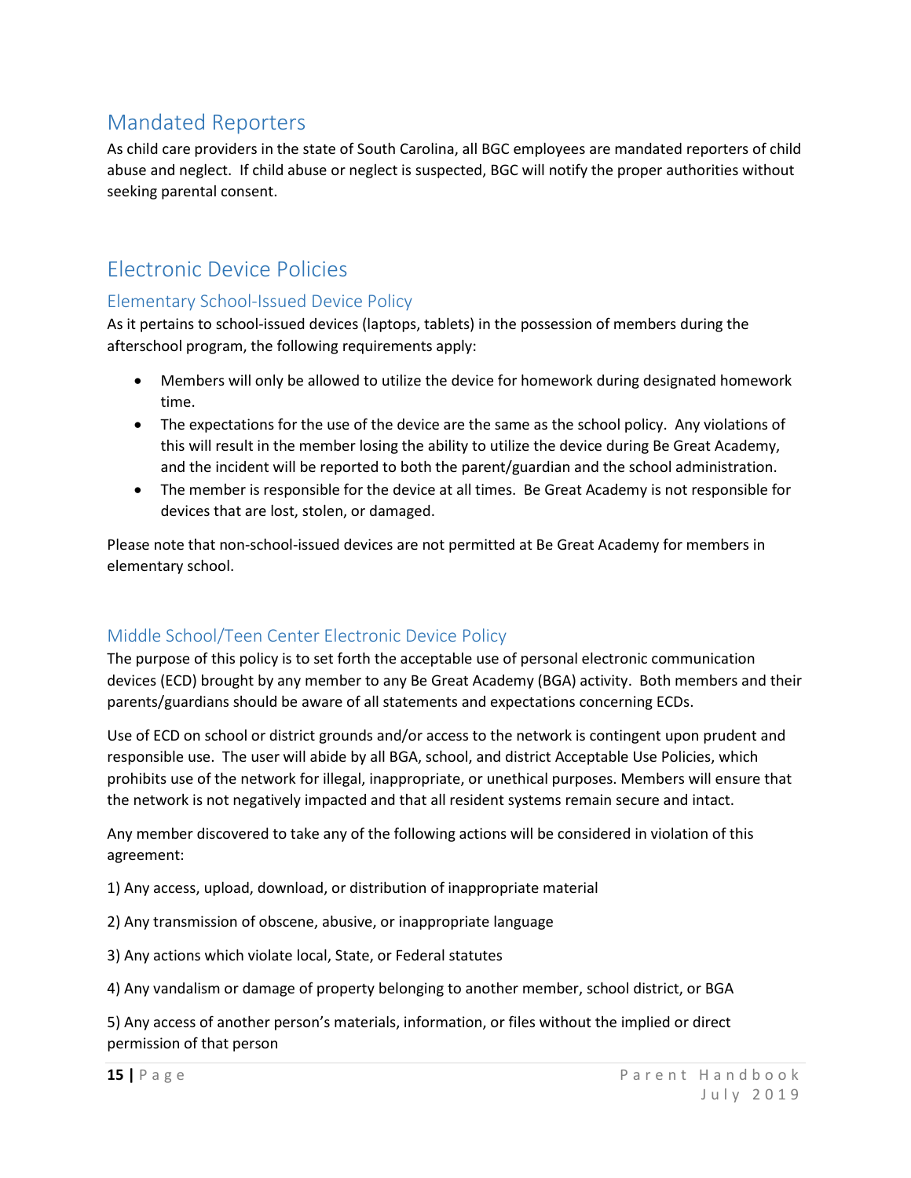## Mandated Reporters

As child care providers in the state of South Carolina, all BGC employees are mandated reporters of child abuse and neglect. If child abuse or neglect is suspected, BGC will notify the proper authorities without seeking parental consent.

## Electronic Device Policies

### Elementary School-Issued Device Policy

As it pertains to school-issued devices (laptops, tablets) in the possession of members during the afterschool program, the following requirements apply:

- Members will only be allowed to utilize the device for homework during designated homework time.
- The expectations for the use of the device are the same as the school policy. Any violations of this will result in the member losing the ability to utilize the device during Be Great Academy, and the incident will be reported to both the parent/guardian and the school administration.
- The member is responsible for the device at all times. Be Great Academy is not responsible for devices that are lost, stolen, or damaged.

Please note that non-school-issued devices are not permitted at Be Great Academy for members in elementary school.

### Middle School/Teen Center Electronic Device Policy

The purpose of this policy is to set forth the acceptable use of personal electronic communication devices (ECD) brought by any member to any Be Great Academy (BGA) activity. Both members and their parents/guardians should be aware of all statements and expectations concerning ECDs.

Use of ECD on school or district grounds and/or access to the network is contingent upon prudent and responsible use. The user will abide by all BGA, school, and district Acceptable Use Policies, which prohibits use of the network for illegal, inappropriate, or unethical purposes. Members will ensure that the network is not negatively impacted and that all resident systems remain secure and intact.

Any member discovered to take any of the following actions will be considered in violation of this agreement:

1) Any access, upload, download, or distribution of inappropriate material

2) Any transmission of obscene, abusive, or inappropriate language

3) Any actions which violate local, State, or Federal statutes

4) Any vandalism or damage of property belonging to another member, school district, or BGA

5) Any access of another person's materials, information, or files without the implied or direct permission of that person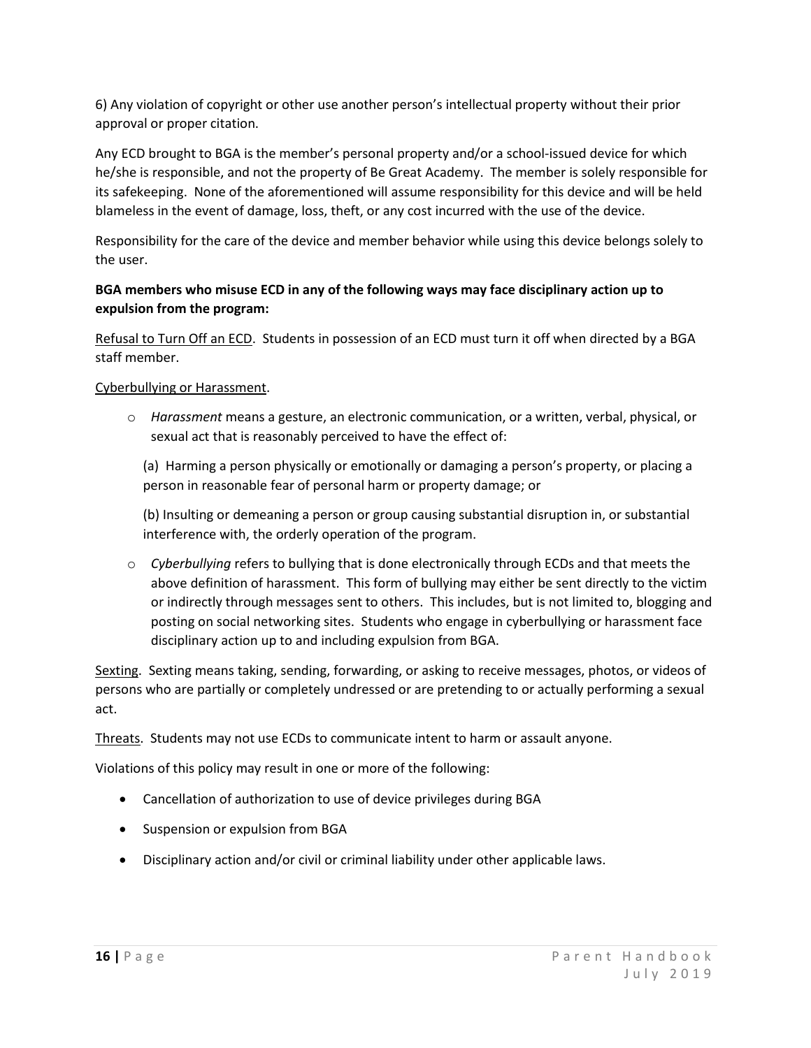6) Any violation of copyright or other use another person's intellectual property without their prior approval or proper citation.

Any ECD brought to BGA is the member's personal property and/or a school-issued device for which he/she is responsible, and not the property of Be Great Academy. The member is solely responsible for its safekeeping. None of the aforementioned will assume responsibility for this device and will be held blameless in the event of damage, loss, theft, or any cost incurred with the use of the device.

Responsibility for the care of the device and member behavior while using this device belongs solely to the user.

**BGA members who misuse ECD in any of the following ways may face disciplinary action up to expulsion from the program:**

Refusal to Turn Off an ECD. Students in possession of an ECD must turn it off when directed by a BGA staff member.

Cyberbullying or Harassment.

- *Harassment* means a gesture, an electronic communication, or a written, verbal, physical, or sexual act that is reasonably perceived to have the effect of:

  (a) Harming a person physically or emotionally or damaging a person's property, or placing a person in reasonable fear of personal harm or property damage; or

  (b) Insulting or demeaning a person or group causing substantial disruption in, or substantial interference with, the orderly operation of the program.

- *Cyberbullying* refers to bullying that is done electronically through ECDs and that meets the above definition of harassment. This form of bullying may either be sent directly to the victim or indirectly through messages sent to others. This includes, but is not limited to, blogging and posting on social networking sites. Students who engage in cyberbullying or harassment face disciplinary action up to and including expulsion from BGA.

Sexting. Sexting means taking, sending, forwarding, or asking to receive messages, photos, or videos of persons who are partially or completely undressed or are pretending to or actually performing a sexual act.

Threats. Students may not use ECDs to communicate intent to harm or assault anyone.

Violations of this policy may result in one or more of the following:

- Cancellation of authorization to use of device privileges during BGA
- Suspension or expulsion from BGA
- Disciplinary action and/or civil or criminal liability under other applicable laws.